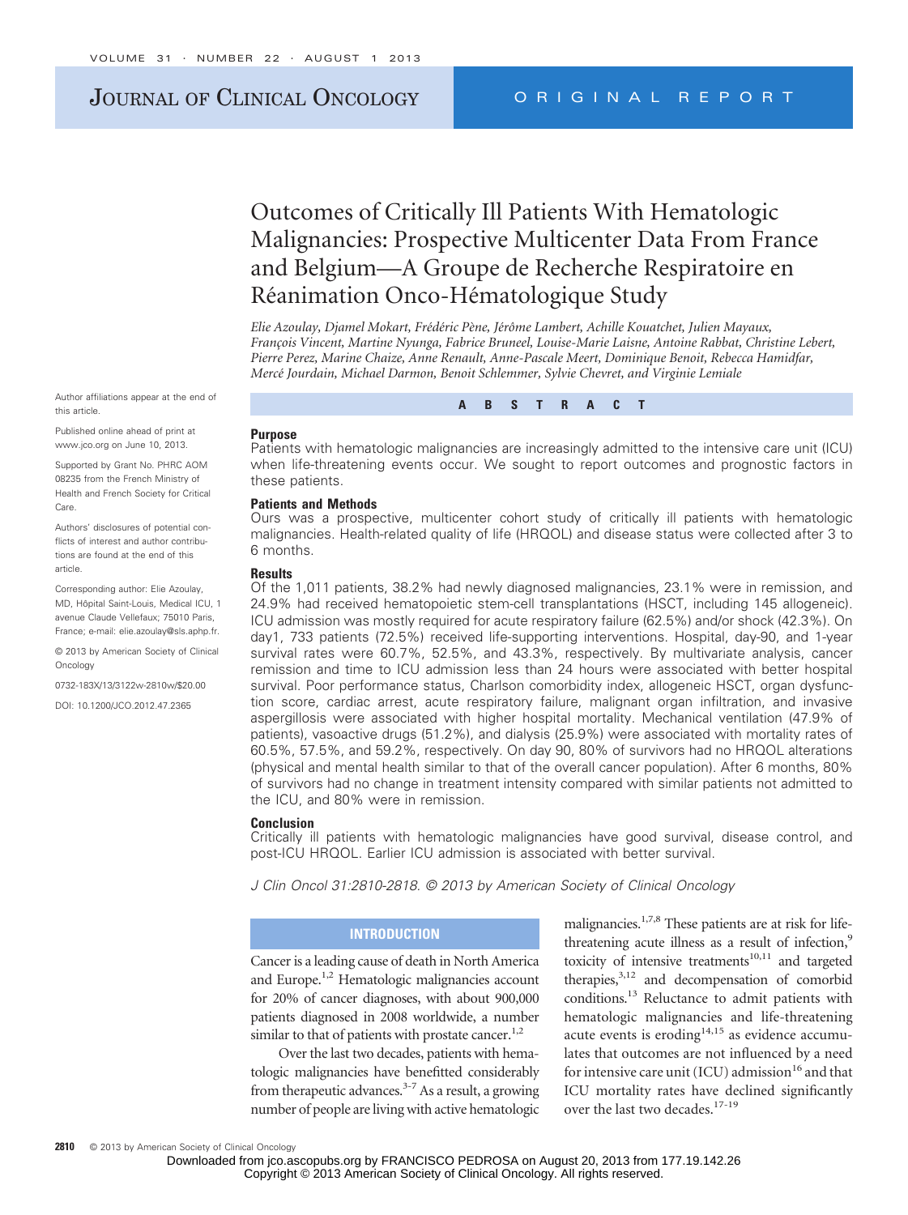# Outcomes of Critically Ill Patients With Hematologic Malignancies: Prospective Multicenter Data From France and Belgium—A Groupe de Recherche Respiratoire en Réanimation Onco-Hématologique Study

*Elie Azoulay, Djamel Mokart, Frédéric Pène, Jérôme Lambert, Achille Kouatchet, Julien Mayaux, François Vincent, Martine Nyunga, Fabrice Bruneel, Louise-Marie Laisne, Antoine Rabbat, Christine Lebert, Pierre Perez, Marine Chaize, Anne Renault, Anne-Pascale Meert, Dominique Benoit, Rebecca Hamidfar, Mercé Jourdain, Michael Darmon, Benoit Schlemmer, Sylvie Chevret, and Virginie Lemiale*

Author affiliations appear at the end of this article.

Published online ahead of print at www.jco.org on June 10, 2013.

Supported by Grant No. PHRC AOM 08235 from the French Ministry of Health and French Society for Critical Care.

Authors' disclosures of potential conflicts of interest and author contributions are found at the end of this article.

Corresponding author: Elie Azoulay, MD, Hôpital Saint-Louis, Medical ICU, 1 avenue Claude Vellefaux; 75010 Paris, France; e-mail: elie.azoulay@sls.aphp.fr.

© 2013 by American Society of Clinical Oncology

0732-183X/13/3122w-2810w/$20.00

DOI: 10.1200/JCO.2012.47.2365

## ABSTRACT

### Purpose

Patients with hematologic malignancies are increasingly admitted to the intensive care unit (ICU) when life-threatening events occur. We sought to report outcomes and prognostic factors in these patients.

### Patients and Methods

Ours was a prospective, multicenter cohort study of critically ill patients with hematologic malignancies. Health-related quality of life (HRQOL) and disease status were collected after 3 to 6 months.

### Results

Of the 1,011 patients, 38.2% had newly diagnosed malignancies, 23.1% were in remission, and 24.9% had received hematopoietic stem-cell transplantations (HSCT, including 145 allogeneic). ICU admission was mostly required for acute respiratory failure (62.5%) and/or shock (42.3%). On day1, 733 patients (72.5%) received life-supporting interventions. Hospital, day-90, and 1-year survival rates were 60.7%, 52.5%, and 43.3%, respectively. By multivariate analysis, cancer remission and time to ICU admission less than 24 hours were associated with better hospital survival. Poor performance status, Charlson comorbidity index, allogeneic HSCT, organ dysfunction score, cardiac arrest, acute respiratory failure, malignant organ infiltration, and invasive aspergillosis were associated with higher hospital mortality. Mechanical ventilation (47.9% of patients), vasoactive drugs (51.2%), and dialysis (25.9%) were associated with mortality rates of 60.5%, 57.5%, and 59.2%, respectively. On day 90, 80% of survivors had no HRQOL alterations (physical and mental health similar to that of the overall cancer population). After 6 months, 80% of survivors had no change in treatment intensity compared with similar patients not admitted to the ICU, and 80% were in remission.

### Conclusion

Critically ill patients with hematologic malignancies have good survival, disease control, and post-ICU HRQOL. Earlier ICU admission is associated with better survival.

*J Clin Oncol 31:2810-2818. © 2013 by American Society of Clinical Oncology*

## INTRODUCTION

Cancer is a leading cause of death in North America and Europe.[1,2] Hematologic malignancies account for 20% of cancer diagnoses, with about 900,000 patients diagnosed in 2008 worldwide, a number similar to that of patients with prostate cancer.[1,2]

Over the last two decades, patients with hematologic malignancies have benefitted considerably from therapeutic advances.[3-7] As a result, a growing number of people are living with active hematologic malignancies.[1,7,8] These patients are at risk for life-threatening acute illness as a result of infection,[9] toxicity of intensive treatments[10,11] and targeted therapies,[3,12] and decompensation of comorbid conditions.[13] Reluctance to admit patients with hematologic malignancies and life-threatening acute events is eroding[14,15] as evidence accumulates that outcomes are not influenced by a need for intensive care unit (ICU) admission[16] and that ICU mortality rates have declined significantly over the last two decades.[17-19]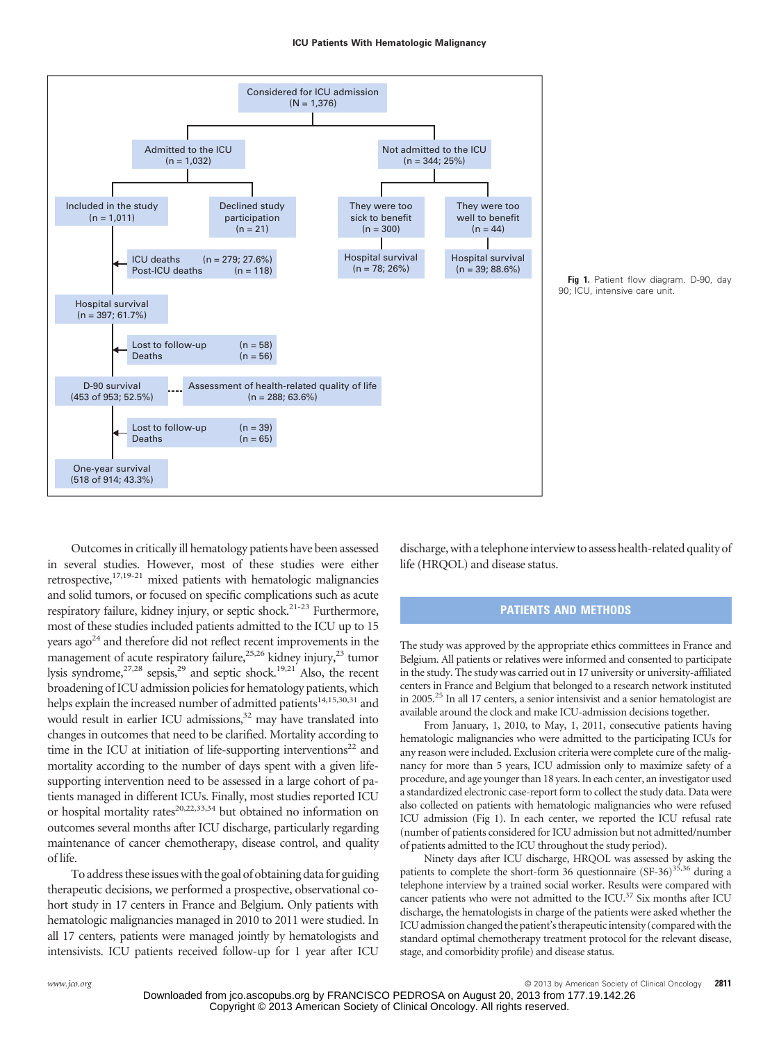Considered for ICU admission (N = 1,376)

- Admitted to the ICU (n = 1,032)
  - Included in the study (n = 1,011)
    - ICU deaths (n = 279; 27.6%); Post-ICU deaths (n = 118)
    - Hospital survival (n = 397; 61.7%)
    - Lost to follow-up (n = 58); Deaths (n = 56)
    - D-90 survival (453 of 953; 52.5%) — Assessment of health-related quality of life (n = 288; 63.6%)
    - Lost to follow-up (n = 39); Deaths (n = 65)
    - One-year survival (518 of 914; 43.3%)
  - Declined study participation (n = 21)
- Not admitted to the ICU (n = 344; 25%)
  - They were too sick to benefit (n = 300) — Hospital survival (n = 78; 26%)
  - They were too well to benefit (n = 44) — Hospital survival (n = 39; 88.6%)

**Fig 1.** Patient flow diagram. D-90, day 90; ICU, intensive care unit.

Outcomes in critically ill hematology patients have been assessed in several studies. However, most of these studies were either retrospective,[17,19-21] mixed patients with hematologic malignancies and solid tumors, or focused on specific complications such as acute respiratory failure, kidney injury, or septic shock.[21-23] Furthermore, most of these studies included patients admitted to the ICU up to 15 years ago[24] and therefore did not reflect recent improvements in the management of acute respiratory failure,[25,26] kidney injury,[23] tumor lysis syndrome,[27,28] sepsis,[29] and septic shock.[19,21] Also, the recent broadening of ICU admission policies for hematology patients, which helps explain the increased number of admitted patients[14,15,30,31] and would result in earlier ICU admissions,[32] may have translated into changes in outcomes that need to be clarified. Mortality according to time in the ICU at initiation of life-supporting interventions[22] and mortality according to the number of days spent with a given life-supporting intervention need to be assessed in a large cohort of patients managed in different ICUs. Finally, most studies reported ICU or hospital mortality rates[20,22,33,34] but obtained no information on outcomes several months after ICU discharge, particularly regarding maintenance of cancer chemotherapy, disease control, and quality of life.

To address these issues with the goal of obtaining data for guiding therapeutic decisions, we performed a prospective, observational cohort study in 17 centers in France and Belgium. Only patients with hematologic malignancies managed in 2010 to 2011 were studied. In all 17 centers, patients were managed jointly by hematologists and intensivists. ICU patients received follow-up for 1 year after ICU discharge, with a telephone interview to assess health-related quality of life (HRQOL) and disease status.

## PATIENTS AND METHODS

The study was approved by the appropriate ethics committees in France and Belgium. All patients or relatives were informed and consented to participate in the study. The study was carried out in 17 university or university-affiliated centers in France and Belgium that belonged to a research network instituted in 2005.[25] In all 17 centers, a senior intensivist and a senior hematologist are available around the clock and make ICU-admission decisions together.

From January, 1, 2010, to May, 1, 2011, consecutive patients having hematologic malignancies who were admitted to the participating ICUs for any reason were included. Exclusion criteria were complete cure of the malignancy for more than 5 years, ICU admission only to maximize safety of a procedure, and age younger than 18 years. In each center, an investigator used a standardized electronic case-report form to collect the study data. Data were also collected on patients with hematologic malignancies who were refused ICU admission (Fig 1). In each center, we reported the ICU refusal rate (number of patients considered for ICU admission but not admitted/number of patients admitted to the ICU throughout the study period).

Ninety days after ICU discharge, HRQOL was assessed by asking the patients to complete the short-form 36 questionnaire (SF-36)[35,36] during a telephone interview by a trained social worker. Results were compared with cancer patients who were not admitted to the ICU.[37] Six months after ICU discharge, the hematologists in charge of the patients were asked whether the ICU admission changed the patient's therapeutic intensity (compared with the standard optimal chemotherapy treatment protocol for the relevant disease, stage, and comorbidity profile) and disease status.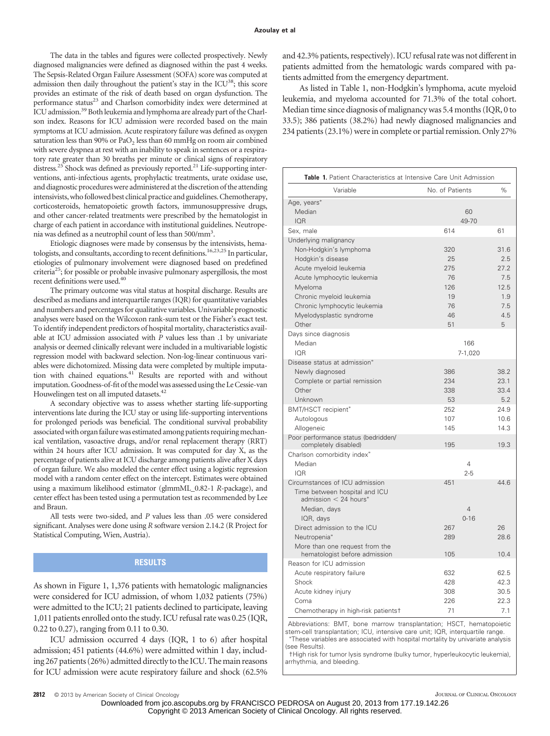The data in the tables and figures were collected prospectively. Newly diagnosed malignancies were defined as diagnosed within the past 4 weeks. The Sepsis-Related Organ Failure Assessment (SOFA) score was computed at admission then daily throughout the patient's stay in the ICU[38]; this score provides an estimate of the risk of death based on organ dysfunction. The performance status[23] and Charlson comorbidity index were determined at ICU admission.[39] Both leukemia and lymphoma are already part of the Charlson index. Reasons for ICU admission were recorded based on the main symptoms at ICU admission. Acute respiratory failure was defined as oxygen saturation less than 90% or $PaO_2$ less than 60 mmHg on room air combined with severe dyspnea at rest with an inability to speak in sentences or a respiratory rate greater than 30 breaths per minute or clinical signs of respiratory distress.[25] Shock was defined as previously reported.[21] Life-supporting interventions, anti-infectious agents, prophylactic treatments, urate oxidase use, and diagnostic procedures were administered at the discretion of the attending intensivists, who followed best clinical practice and guidelines. Chemotherapy, corticosteroids, hematopoietic growth factors, immunosuppressive drugs, and other cancer-related treatments were prescribed by the hematologist in charge of each patient in accordance with institutional guidelines. Neutropenia was defined as a neutrophil count of less than $500/mm^3$.

Etiologic diagnoses were made by consensus by the intensivists, hematologists, and consultants, according to recent definitions.[16,23,25] In particular, etiologies of pulmonary involvement were diagnosed based on predefined criteria[25]; for possible or probable invasive pulmonary aspergillosis, the most recent definitions were used.[40]

The primary outcome was vital status at hospital discharge. Results are described as medians and interquartile ranges (IQR) for quantitative variables and numbers and percentages for qualitative variables. Univariable prognostic analyses were based on the Wilcoxon rank-sum test or the Fisher's exact test. To identify independent predictors of hospital mortality, characteristics available at ICU admission associated with *P* values less than .1 by univariate analysis or deemed clinically relevant were included in a multivariable logistic regression model with backward selection. Non-log-linear continuous variables were dichotomized. Missing data were completed by multiple imputation with chained equations.[41] Results are reported with and without imputation. Goodness-of-fit of the model was assessed using the Le Cessie-van Houwelingen test on all imputed datasets.[42]

A secondary objective was to assess whether starting life-supporting interventions late during the ICU stay or using life-supporting interventions for prolonged periods was beneficial. The conditional survival probability associated with organ failure was estimated among patients requiring mechanical ventilation, vasoactive drugs, and/or renal replacement therapy (RRT) within 24 hours after ICU admission. It was computed for day X, as the percentage of patients alive at ICU discharge among patients alive after X days of organ failure. We also modeled the center effect using a logistic regression model with a random center effect on the intercept. Estimates were obtained using a maximum likelihood estimator (glmmML_0.82-1 *R*-package), and center effect has been tested using a permutation test as recommended by Lee and Braun.

All tests were two-sided, and *P* values less than .05 were considered significant. Analyses were done using *R* software version 2.14.2 (R Project for Statistical Computing, Wien, Austria).

## RESULTS

As shown in Figure 1, 1,376 patients with hematologic malignancies were considered for ICU admission, of whom 1,032 patients (75%) were admitted to the ICU; 21 patients declined to participate, leaving 1,011 patients enrolled onto the study. ICU refusal rate was 0.25 (IQR, 0.22 to 0.27), ranging from 0.11 to 0.30.

ICU admission occurred 4 days (IQR, 1 to 6) after hospital admission; 451 patients (44.6%) were admitted within 1 day, including 267 patients (26%) admitted directly to the ICU. The main reasons for ICU admission were acute respiratory failure and shock (62.5% and 42.3% patients, respectively). ICU refusal rate was not different in patients admitted from the hematologic wards compared with patients admitted from the emergency department.

As listed in Table 1, non-Hodgkin's lymphoma, acute myeloid leukemia, and myeloma accounted for 71.3% of the total cohort. Median time since diagnosis of malignancy was 5.4 months (IQR, 0 to 33.5); 386 patients (38.2%) had newly diagnosed malignancies and 234 patients (23.1%) were in complete or partial remission. Only 27%

**Table 1.** Patient Characteristics at Intensive Care Unit Admission

| Variable | No. of Patients | % |
|---|---|---|
| Age, years* | | |
| Median | 60 | |
| IQR | 49-70 | |
| Sex, male | 614 | 61 |
| Underlying malignancy | | |
| Non-Hodgkin's lymphoma | 320 | 31.6 |
| Hodgkin's disease | 25 | 2.5 |
| Acute myeloid leukemia | 275 | 27.2 |
| Acute lymphocytic leukemia | 76 | 7.5 |
| Myeloma | 126 | 12.5 |
| Chronic myeloid leukemia | 19 | 1.9 |
| Chronic lymphocytic leukemia | 76 | 7.5 |
| Myelodysplastic syndrome | 46 | 4.5 |
| Other | 51 | 5 |
| Days since diagnosis | | |
| Median | 166 | |
| IQR | 7-1,020 | |
| Disease status at admission* | | |
| Newly diagnosed | 386 | 38.2 |
| Complete or partial remission | 234 | 23.1 |
| Other | 338 | 33.4 |
| Unknown | 53 | 5.2 |
| BMT/HSCT recipient* | 252 | 24.9 |
| Autologous | 107 | 10.6 |
| Allogeneic | 145 | 14.3 |
| Poor performance status (bedridden/ completely disabled) | 195 | 19.3 |
| Charlson comorbidity index* | | |
| Median | 4 | |
| IQR | 2-5 | |
| Circumstances of ICU admission | 451 | 44.6 |
| Time between hospital and ICU admission < 24 hours* | | |
| Median, days | 4 | |
| IQR, days | 0-16 | |
| Direct admission to the ICU | 267 | 26 |
| Neutropenia* | 289 | 28.6 |
| More than one request from the hematologist before admission | 105 | 10.4 |
| Reason for ICU admission | | |
| Acute respiratory failure | 632 | 62.5 |
| Shock | 428 | 42.3 |
| Acute kidney injury | 308 | 30.5 |
| Coma | 226 | 22.3 |
| Chemotherapy in high-risk patients† | 71 | 7.1 |

Abbreviations: BMT, bone marrow transplantation; HSCT, hematopoietic stem-cell transplantation; ICU, intensive care unit; IQR, interquartile range.
*These variables are associated with hospital mortality by univariate analysis (see Results).
†High risk for tumor lysis syndrome (bulky tumor, hyperleukocytic leukemia), arrhythmia, and bleeding.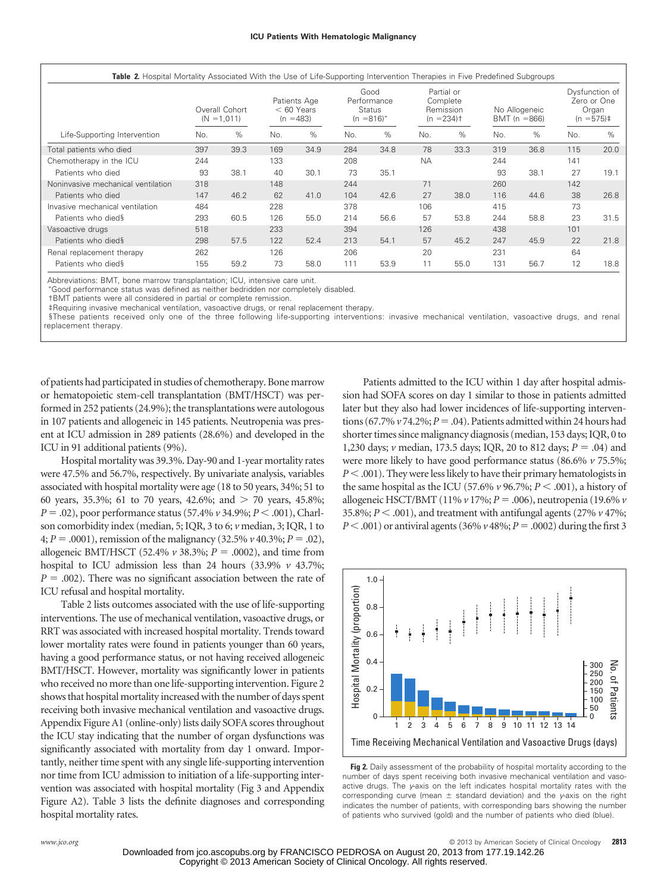**Table 2.** Hospital Mortality Associated With the Use of Life-Supporting Intervention Therapies in Five Predefined Subgroups

| Life-Supporting Intervention | Overall Cohort (N = 1,011) | | Patients Age < 60 Years (n = 483) | | Good Performance Status (n = 816)* | | Partial or Complete Remission (n = 234)† | | No Allogeneic BMT (n = 866) | | Dysfunction of Zero or One Organ (n = 575)‡ | |
|---|---|---|---|---|---|---|---|---|---|---|---|---|
| | No. | % | No. | % | No. | % | No. | % | No. | % | No. | % |
| Total patients who died | 397 | 39.3 | 169 | 34.9 | 284 | 34.8 | 78 | 33.3 | 319 | 36.8 | 115 | 20.0 |
| Chemotherapy in the ICU | 244 | | 133 | | 208 | | NA | | 244 | | 141 | |
| Patients who died | 93 | 38.1 | 40 | 30.1 | 73 | 35.1 | | | 93 | 38.1 | 27 | 19.1 |
| Noninvasive mechanical ventilation | 318 | | 148 | | 244 | | 71 | | 260 | | 142 | |
| Patients who died | 147 | 46.2 | 62 | 41.0 | 104 | 42.6 | 27 | 38.0 | 116 | 44.6 | 38 | 26.8 |
| Invasive mechanical ventilation | 484 | | 228 | | 378 | | 106 | | 415 | | 73 | |
| Patients who died§ | 293 | 60.5 | 126 | 55.0 | 214 | 56.6 | 57 | 53.8 | 244 | 58.8 | 23 | 31.5 |
| Vasoactive drugs | 518 | | 233 | | 394 | | 126 | | 438 | | 101 | |
| Patients who died§ | 298 | 57.5 | 122 | 52.4 | 213 | 54.1 | 57 | 45.2 | 247 | 45.9 | 22 | 21.8 |
| Renal replacement therapy | 262 | | 126 | | 206 | | 20 | | 231 | | 64 | |
| Patients who died§ | 155 | 59.2 | 73 | 58.0 | 111 | 53.9 | 11 | 55.0 | 131 | 56.7 | 12 | 18.8 |

Abbreviations: BMT, bone marrow transplantation; ICU, intensive care unit.
*Good performance status was defined as neither bedridden nor completely disabled.
†BMT patients were all considered in partial or complete remission.
‡Requiring invasive mechanical ventilation, vasoactive drugs, or renal replacement therapy.
§These patients received only one of the three following life-supporting interventions: invasive mechanical ventilation, vasoactive drugs, and renal replacement therapy.

of patients had participated in studies of chemotherapy. Bone marrow or hematopoietic stem-cell transplantation (BMT/HSCT) was performed in 252 patients (24.9%); the transplantations were autologous in 107 patients and allogeneic in 145 patients. Neutropenia was present at ICU admission in 289 patients (28.6%) and developed in the ICU in 91 additional patients (9%).

Hospital mortality was 39.3%. Day-90 and 1-year mortality rates were 47.5% and 56.7%, respectively. By univariate analysis, variables associated with hospital mortality were age (18 to 50 years, 34%; 51 to 60 years, 35.3%; 61 to 70 years, 42.6%; and > 70 years, 45.8%; $P = .02$), poor performance status (57.4% *v* 34.9%; $P < .001$), Charlson comorbidity index (median, 5; IQR, 3 to 6; *v* median, 3; IQR, 1 to 4; $P = .0001$), remission of the malignancy (32.5% *v* 40.3%; $P = .02$), allogeneic BMT/HSCT (52.4% *v* 38.3%; $P = .0002$), and time from hospital to ICU admission less than 24 hours (33.9% *v* 43.7%; $P = .002$). There was no significant association between the rate of ICU refusal and hospital mortality.

Table 2 lists outcomes associated with the use of life-supporting interventions. The use of mechanical ventilation, vasoactive drugs, or RRT was associated with increased hospital mortality. Trends toward lower mortality rates were found in patients younger than 60 years, having a good performance status, or not having received allogeneic BMT/HSCT. However, mortality was significantly lower in patients who received no more than one life-supporting intervention. Figure 2 shows that hospital mortality increased with the number of days spent receiving both invasive mechanical ventilation and vasoactive drugs. Appendix Figure A1 (online-only) lists daily SOFA scores throughout the ICU stay indicating that the number of organ dysfunctions was significantly associated with mortality from day 1 onward. Importantly, neither time spent with any single life-supporting intervention nor time from ICU admission to initiation of a life-supporting intervention was associated with hospital mortality (Fig 3 and Appendix Figure A2). Table 3 lists the definite diagnoses and corresponding hospital mortality rates.

Patients admitted to the ICU within 1 day after hospital admission had SOFA scores on day 1 similar to those in patients admitted later but they also had lower incidences of life-supporting interventions (67.7% *v* 74.2%; $P = .04$). Patients admitted within 24 hours had shorter times since malignancy diagnosis (median, 153 days; IQR, 0 to 1,230 days; *v* median, 173.5 days; IQR, 20 to 812 days; $P = .04$) and were more likely to have good performance status (86.6% *v* 75.5%; $P < .001$). They were less likely to have their primary hematologists in the same hospital as the ICU (57.6% *v* 96.7%; $P < .001$), a history of allogeneic HSCT/BMT (11% *v* 17%; $P = .006$), neutropenia (19.6% *v* 35.8%; $P < .001$), and treatment with antifungal agents (27% *v* 47%; $P < .001$) or antiviral agents (36% *v* 48%; $P = .0002$) during the first 3

**Fig 2.** Daily assessment of the probability of hospital mortality according to the number of days spent receiving both invasive mechanical ventilation and vasoactive drugs. The *y*-axis on the left indicates hospital mortality rates with the corresponding curve (mean ± standard deviation) and the *y*-axis on the right indicates the number of patients, with corresponding bars showing the number of patients who survived (gold) and the number of patients who died (blue).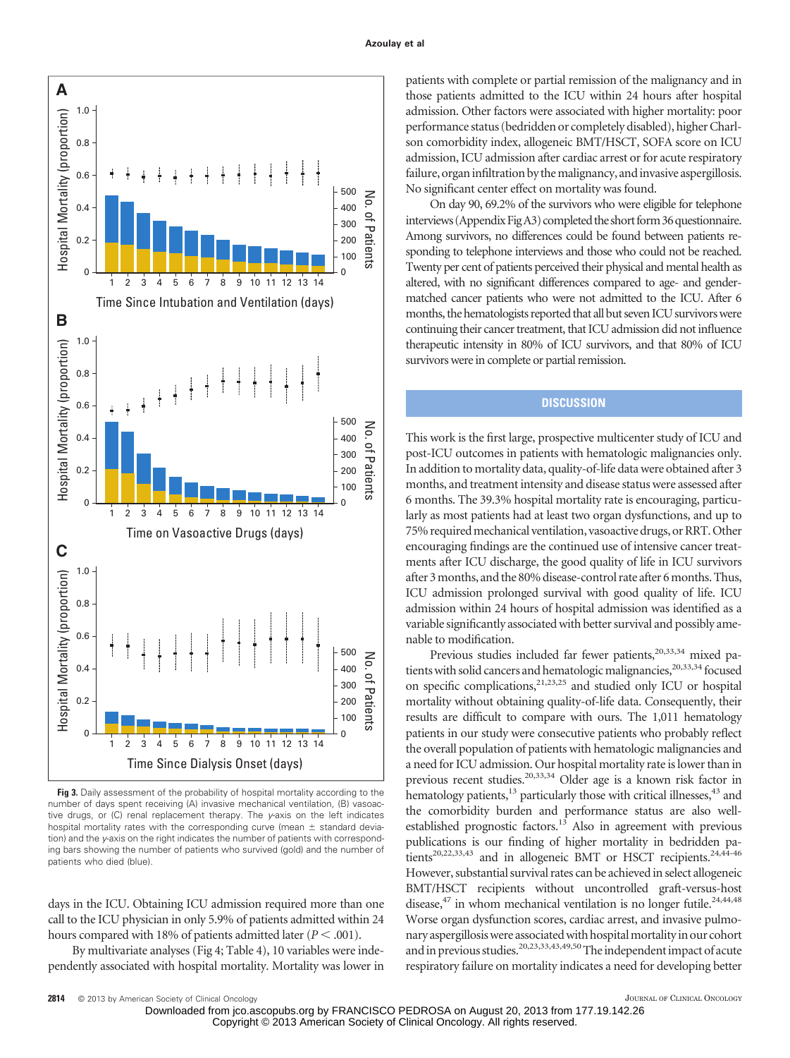Fig 3. Daily assessment of the probability of hospital mortality according to the number of days spent receiving (A) invasive mechanical ventilation, (B) vasoactive drugs, or (C) renal replacement therapy. The *y*-axis on the left indicates hospital mortality rates with the corresponding curve (mean ± standard deviation) and the *y*-axis on the right indicates the number of patients with corresponding bars showing the number of patients who survived (gold) and the number of patients who died (blue).

days in the ICU. Obtaining ICU admission required more than one call to the ICU physician in only 5.9% of patients admitted within 24 hours compared with 18% of patients admitted later ($P < .001$).

By multivariate analyses (Fig 4; Table 4), 10 variables were independently associated with hospital mortality. Mortality was lower in patients with complete or partial remission of the malignancy and in those patients admitted to the ICU within 24 hours after hospital admission. Other factors were associated with higher mortality: poor performance status (bedridden or completely disabled), higher Charlson comorbidity index, allogeneic BMT/HSCT, SOFA score on ICU admission, ICU admission after cardiac arrest or for acute respiratory failure, organ infiltration by the malignancy, and invasive aspergillosis. No significant center effect on mortality was found.

On day 90, 69.2% of the survivors who were eligible for telephone interviews (Appendix Fig A3) completed the short form 36 questionnaire. Among survivors, no differences could be found between patients responding to telephone interviews and those who could not be reached. Twenty per cent of patients perceived their physical and mental health as altered, with no significant differences compared to age- and gender-matched cancer patients who were not admitted to the ICU. After 6 months, the hematologists reported that all but seven ICU survivors were continuing their cancer treatment, that ICU admission did not influence therapeutic intensity in 80% of ICU survivors, and that 80% of ICU survivors were in complete or partial remission.

## DISCUSSION

This work is the first large, prospective multicenter study of ICU and post-ICU outcomes in patients with hematologic malignancies only. In addition to mortality data, quality-of-life data were obtained after 3 months, and treatment intensity and disease status were assessed after 6 months. The 39.3% hospital mortality rate is encouraging, particularly as most patients had at least two organ dysfunctions, and up to 75% required mechanical ventilation, vasoactive drugs, or RRT. Other encouraging findings are the continued use of intensive cancer treatments after ICU discharge, the good quality of life in ICU survivors after 3 months, and the 80% disease-control rate after 6 months. Thus, ICU admission prolonged survival with good quality of life. ICU admission within 24 hours of hospital admission was identified as a variable significantly associated with better survival and possibly amenable to modification.

Previous studies included far fewer patients,[20,33,34] mixed patients with solid cancers and hematologic malignancies,[20,33,34] focused on specific complications,[21,23,25] and studied only ICU or hospital mortality without obtaining quality-of-life data. Consequently, their results are difficult to compare with ours. The 1,011 hematology patients in our study were consecutive patients who probably reflect the overall population of patients with hematologic malignancies and a need for ICU admission. Our hospital mortality rate is lower than in previous recent studies.[20,33,34] Older age is a known risk factor in hematology patients,[13] particularly those with critical illnesses,[43] and the comorbidity burden and performance status are also well-established prognostic factors.[13] Also in agreement with previous publications is our finding of higher mortality in bedridden patients[20,22,33,43] and in allogeneic BMT or HSCT recipients.[24,44-46] However, substantial survival rates can be achieved in select allogeneic BMT/HSCT recipients without uncontrolled graft-versus-host disease,[47] in whom mechanical ventilation is no longer futile.[24,44,48] Worse organ dysfunction scores, cardiac arrest, and invasive pulmonary aspergillosis were associated with hospital mortality in our cohort and in previous studies.[20,23,33,43,49,50] The independent impact of acute respiratory failure on mortality indicates a need for developing better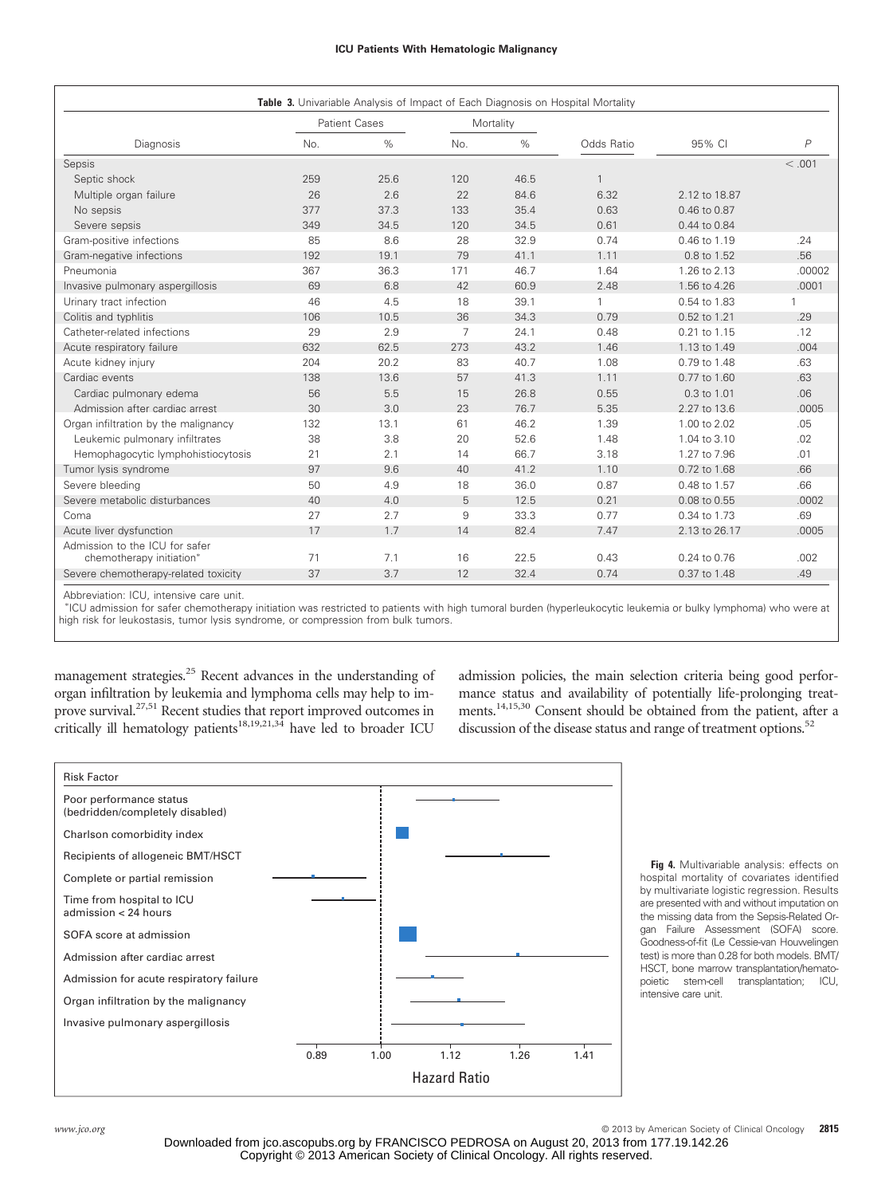**Table 3.** Univariable Analysis of Impact of Each Diagnosis on Hospital Mortality

| Diagnosis | Patient Cases | | Mortality | | Odds Ratio | 95% CI | P |
|---|---|---|---|---|---|---|---|
| | No. | % | No. | % | | | |
| Sepsis | | | | | | | < .001 |
| Septic shock | 259 | 25.6 | 120 | 46.5 | 1 | | |
| Multiple organ failure | 26 | 2.6 | 22 | 84.6 | 6.32 | 2.12 to 18.87 | |
| No sepsis | 377 | 37.3 | 133 | 35.4 | 0.63 | 0.46 to 0.87 | |
| Severe sepsis | 349 | 34.5 | 120 | 34.5 | 0.61 | 0.44 to 0.84 | |
| Gram-positive infections | 85 | 8.6 | 28 | 32.9 | 0.74 | 0.46 to 1.19 | .24 |
| Gram-negative infections | 192 | 19.1 | 79 | 41.1 | 1.11 | 0.8 to 1.52 | .56 |
| Pneumonia | 367 | 36.3 | 171 | 46.7 | 1.64 | 1.26 to 2.13 | .00002 |
| Invasive pulmonary aspergillosis | 69 | 6.8 | 42 | 60.9 | 2.48 | 1.56 to 4.26 | .0001 |
| Urinary tract infection | 46 | 4.5 | 18 | 39.1 | 1 | 0.54 to 1.83 | 1 |
| Colitis and typhlitis | 106 | 10.5 | 36 | 34.3 | 0.79 | 0.52 to 1.21 | .29 |
| Catheter-related infections | 29 | 2.9 | 7 | 24.1 | 0.48 | 0.21 to 1.15 | .12 |
| Acute respiratory failure | 632 | 62.5 | 273 | 43.2 | 1.46 | 1.13 to 1.49 | .004 |
| Acute kidney injury | 204 | 20.2 | 83 | 40.7 | 1.08 | 0.79 to 1.48 | .63 |
| Cardiac events | 138 | 13.6 | 57 | 41.3 | 1.11 | 0.77 to 1.60 | .63 |
| Cardiac pulmonary edema | 56 | 5.5 | 15 | 26.8 | 0.55 | 0.3 to 1.01 | .06 |
| Admission after cardiac arrest | 30 | 3.0 | 23 | 76.7 | 5.35 | 2.27 to 13.6 | .0005 |
| Organ infiltration by the malignancy | 132 | 13.1 | 61 | 46.2 | 1.39 | 1.00 to 2.02 | .05 |
| Leukemic pulmonary infiltrates | 38 | 3.8 | 20 | 52.6 | 1.48 | 1.04 to 3.10 | .02 |
| Hemophagocytic lymphohistiocytosis | 21 | 2.1 | 14 | 66.7 | 3.18 | 1.27 to 7.96 | .01 |
| Tumor lysis syndrome | 97 | 9.6 | 40 | 41.2 | 1.10 | 0.72 to 1.68 | .66 |
| Severe bleeding | 50 | 4.9 | 18 | 36.0 | 0.87 | 0.48 to 1.57 | .66 |
| Severe metabolic disturbances | 40 | 4.0 | 5 | 12.5 | 0.21 | 0.08 to 0.55 | .0002 |
| Coma | 27 | 2.7 | 9 | 33.3 | 0.77 | 0.34 to 1.73 | .69 |
| Acute liver dysfunction | 17 | 1.7 | 14 | 82.4 | 7.47 | 2.13 to 26.17 | .0005 |
| Admission to the ICU for safer chemotherapy initiation* | 71 | 7.1 | 16 | 22.5 | 0.43 | 0.24 to 0.76 | .002 |
| Severe chemotherapy-related toxicity | 37 | 3.7 | 12 | 32.4 | 0.74 | 0.37 to 1.48 | .49 |

Abbreviation: ICU, intensive care unit.
*ICU admission for safer chemotherapy initiation was restricted to patients with high tumoral burden (hyperleukocytic leukemia or bulky lymphoma) who were at high risk for leukostasis, tumor lysis syndrome, or compression from bulk tumors.

management strategies.[25] Recent advances in the understanding of organ infiltration by leukemia and lymphoma cells may help to improve survival.[27,51] Recent studies that report improved outcomes in critically ill hematology patients[18,19,21,34] have led to broader ICU admission policies, the main selection criteria being good performance status and availability of potentially life-prolonging treatments.[14,15,30] Consent should be obtained from the patient, after a discussion of the disease status and range of treatment options.[52]

**Fig 4.** Multivariable analysis: effects on hospital mortality of covariates identified by multivariate logistic regression. Results are presented with and without imputation on the missing data from the Sepsis-Related Organ Failure Assessment (SOFA) score. Goodness-of-fit (Le Cessie-van Houwelingen test) is more than 0.28 for both models. BMT/HSCT, bone marrow transplantation/hematopoietic stem-cell transplantation; ICU, intensive care unit.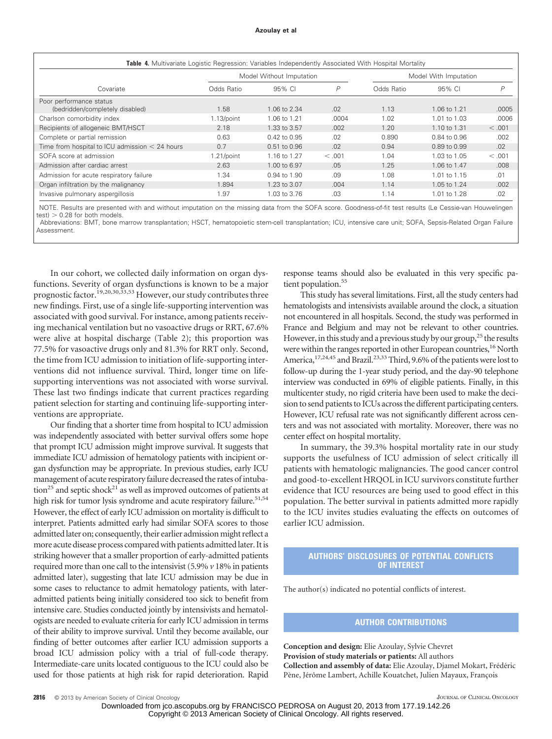**Table 4.** Multivariate Logistic Regression: Variables Independently Associated With Hospital Mortality

| Covariate | Model Without Imputation | | | Model With Imputation | | |
|---|---|---|---|---|---|---|
| | Odds Ratio | 95% CI | *P* | Odds Ratio | 95% CI | *P* |
| Poor performance status (bedridden/completely disabled) | 1.58 | 1.06 to 2.34 | .02 | 1.13 | 1.06 to 1.21 | .0005 |
| Charlson comorbidity index | 1.13/point | 1.06 to 1.21 | .0004 | 1.02 | 1.01 to 1.03 | .0006 |
| Recipients of allogeneic BMT/HSCT | 2.18 | 1.33 to 3.57 | .002 | 1.20 | 1.10 to 1.31 | < .001 |
| Complete or partial remission | 0.63 | 0.42 to 0.95 | .02 | 0.890 | 0.84 to 0.96 | .002 |
| Time from hospital to ICU admission < 24 hours | 0.7 | 0.51 to 0.96 | .02 | 0.94 | 0.89 to 0.99 | .02 |
| SOFA score at admission | 1.21/point | 1.16 to 1.27 | < .001 | 1.04 | 1.03 to 1.05 | < .001 |
| Admission after cardiac arrest | 2.63 | 1.00 to 6.97 | .05 | 1.25 | 1.06 to 1.47 | .008 |
| Admission for acute respiratory failure | 1.34 | 0.94 to 1.90 | .09 | 1.08 | 1.01 to 1.15 | .01 |
| Organ infiltration by the malignancy | 1.894 | 1.23 to 3.07 | .004 | 1.14 | 1.05 to 1.24 | .002 |
| Invasive pulmonary aspergillosis | 1.97 | 1.03 to 3.76 | .03 | 1.14 | 1.01 to 1.28 | .02 |

NOTE. Results are presented with and without imputation on the missing data from the SOFA score. Goodness-of-fit test results (Le Cessie-van Houwelingen test) > 0.28 for both models.

Abbreviations: BMT, bone marrow transplantation; HSCT, hematopoietic stem-cell transplantation; ICU, intensive care unit; SOFA, Sepsis-Related Organ Failure Assessment.

In our cohort, we collected daily information on organ dysfunctions. Severity of organ dysfunctions is known to be a major prognostic factor.[19,20,30,33,53] However, our study contributes three new findings. First, use of a single life-supporting intervention was associated with good survival. For instance, among patients receiving mechanical ventilation but no vasoactive drugs or RRT, 67.6% were alive at hospital discharge (Table 2); this proportion was 77.5% for vasoactive drugs only and 81.3% for RRT only. Second, the time from ICU admission to initiation of life-supporting interventions did not influence survival. Third, longer time on life-supporting interventions was not associated with worse survival. These last two findings indicate that current practices regarding patient selection for starting and continuing life-supporting interventions are appropriate.

Our finding that a shorter time from hospital to ICU admission was independently associated with better survival offers some hope that prompt ICU admission might improve survival. It suggests that immediate ICU admission of hematology patients with incipient organ dysfunction may be appropriate. In previous studies, early ICU management of acute respiratory failure decreased the rates of intubation[25] and septic shock[21] as well as improved outcomes of patients at high risk for tumor lysis syndrome and acute respiratory failure.[51,54] However, the effect of early ICU admission on mortality is difficult to interpret. Patients admitted early had similar SOFA scores to those admitted later on; consequently, their earlier admission might reflect a more acute disease process compared with patients admitted later. It is striking however that a smaller proportion of early-admitted patients required more than one call to the intensivist (5.9% *v* 18% in patients admitted later), suggesting that late ICU admission may be due in some cases to reluctance to admit hematology patients, with later-admitted patients being initially considered too sick to benefit from intensive care. Studies conducted jointly by intensivists and hematologists are needed to evaluate criteria for early ICU admission in terms of their ability to improve survival. Until they become available, our finding of better outcomes after earlier ICU admission supports a broad ICU admission policy with a trial of full-code therapy. Intermediate-care units located contiguous to the ICU could also be used for those patients at high risk for rapid deterioration. Rapid response teams should also be evaluated in this very specific patient population.[55]

This study has several limitations. First, all the study centers had hematologists and intensivists available around the clock, a situation not encountered in all hospitals. Second, the study was performed in France and Belgium and may not be relevant to other countries. However, in this study and a previous study by our group,[25] the results were within the ranges reported in other European countries,[16] North America,[17,24,45] and Brazil.[23,33] Third, 9.6% of the patients were lost to follow-up during the 1-year study period, and the day-90 telephone interview was conducted in 69% of eligible patients. Finally, in this multicenter study, no rigid criteria have been used to make the decision to send patients to ICUs across the different participating centers. However, ICU refusal rate was not significantly different across centers and was not associated with mortality. Moreover, there was no center effect on hospital mortality.

In summary, the 39.3% hospital mortality rate in our study supports the usefulness of ICU admission of select critically ill patients with hematologic malignancies. The good cancer control and good-to-excellent HRQOL in ICU survivors constitute further evidence that ICU resources are being used to good effect in this population. The better survival in patients admitted more rapidly to the ICU invites studies evaluating the effects on outcomes of earlier ICU admission.

## AUTHORS' DISCLOSURES OF POTENTIAL CONFLICTS OF INTEREST

The author(s) indicated no potential conflicts of interest.

## AUTHOR CONTRIBUTIONS

**Conception and design:** Elie Azoulay, Sylvie Chevret
**Provision of study materials or patients:** All authors
**Collection and assembly of data:** Elie Azoulay, Djamel Mokart, Frédéric Pène, Jérôme Lambert, Achille Kouatchet, Julien Mayaux, François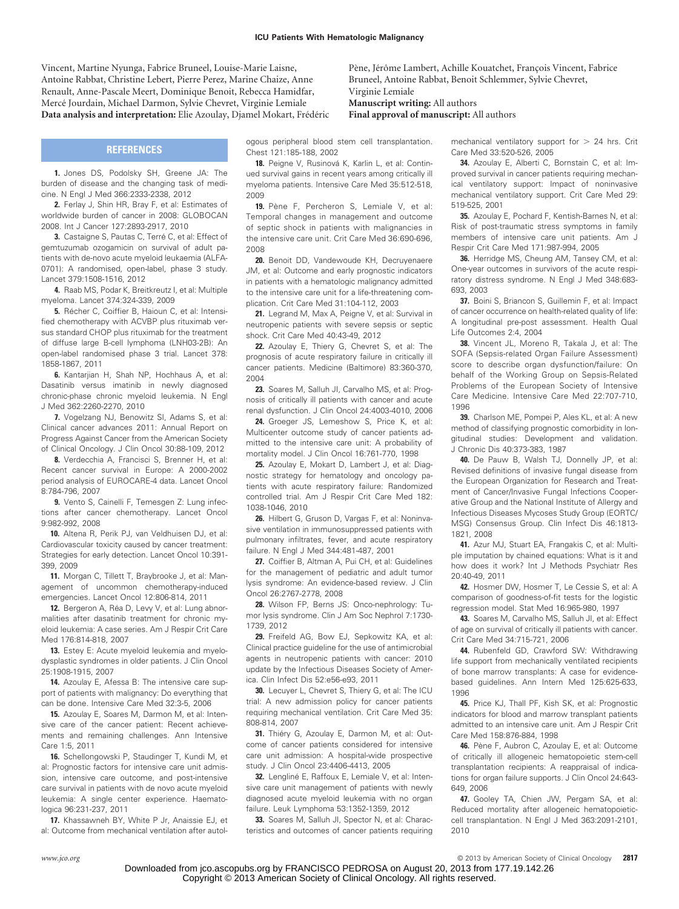Vincent, Martine Nyunga, Fabrice Bruneel, Louise-Marie Laisne, Antoine Rabbat, Christine Lebert, Pierre Perez, Marine Chaize, Anne Renault, Anne-Pascale Meert, Dominique Benoit, Rebecca Hamidfar, Mercé Jourdain, Michael Darmon, Sylvie Chevret, Virginie Lemiale
**Data analysis and interpretation:** Elie Azoulay, Djamel Mokart, Frédéric Pène, Jérôme Lambert, Achille Kouatchet, François Vincent, Fabrice Bruneel, Antoine Rabbat, Benoit Schlemmer, Sylvie Chevret, Virginie Lemiale
**Manuscript writing:** All authors
**Final approval of manuscript:** All authors

## REFERENCES

**1.** Jones DS, Podolsky SH, Greene JA: The burden of disease and the changing task of medicine. N Engl J Med 366:2333-2338, 2012

**2.** Ferlay J, Shin HR, Bray F, et al: Estimates of worldwide burden of cancer in 2008: GLOBOCAN 2008. Int J Cancer 127:2893-2917, 2010

**3.** Castaigne S, Pautas C, Terré C, et al: Effect of gemtuzumab ozogamicin on survival of adult patients with de-novo acute myeloid leukaemia (ALFA-0701): A randomised, open-label, phase 3 study. Lancet 379:1508-1516, 2012

**4.** Raab MS, Podar K, Breitkreutz I, et al: Multiple myeloma. Lancet 374:324-339, 2009

**5.** Récher C, Coiffier B, Haioun C, et al: Intensified chemotherapy with ACVBP plus rituximab versus standard CHOP plus rituximab for the treatment of diffuse large B-cell lymphoma (LNH03-2B): An open-label randomised phase 3 trial. Lancet 378:1858-1867, 2011

**6.** Kantarjian H, Shah NP, Hochhaus A, et al: Dasatinib versus imatinib in newly diagnosed chronic-phase chronic myeloid leukemia. N Engl J Med 362:2260-2270, 2010

**7.** Vogelzang NJ, Benowitz SI, Adams S, et al: Clinical cancer advances 2011: Annual Report on Progress Against Cancer from the American Society of Clinical Oncology. J Clin Oncol 30:88-109, 2012

**8.** Verdecchia A, Francisci S, Brenner H, et al: Recent cancer survival in Europe: A 2000-2002 period analysis of EUROCARE-4 data. Lancet Oncol 8:784-796, 2007

**9.** Vento S, Cainelli F, Temesgen Z: Lung infections after cancer chemotherapy. Lancet Oncol 9:982-992, 2008

**10.** Altena R, Perik PJ, van Veldhuisen DJ, et al: Cardiovascular toxicity caused by cancer treatment: Strategies for early detection. Lancet Oncol 10:391-399, 2009

**11.** Morgan C, Tillett T, Braybrooke J, et al: Management of uncommon chemotherapy-induced emergencies. Lancet Oncol 12:806-814, 2011

**12.** Bergeron A, Réa D, Levy V, et al: Lung abnormalities after dasatinib treatment for chronic myeloid leukemia: A case series. Am J Respir Crit Care Med 176:814-818, 2007

**13.** Estey E: Acute myeloid leukemia and myelodysplastic syndromes in older patients. J Clin Oncol 25:1908-1915, 2007

**14.** Azoulay E, Afessa B: The intensive care support of patients with malignancy: Do everything that can be done. Intensive Care Med 32:3-5, 2006

**15.** Azoulay E, Soares M, Darmon M, et al: Intensive care of the cancer patient: Recent achievements and remaining challenges. Ann Intensive Care 1:5, 2011

**16.** Schellongowski P, Staudinger T, Kundi M, et al: Prognostic factors for intensive care unit admission, intensive care outcome, and post-intensive care survival in patients with de novo acute myeloid leukemia: A single center experience. Haematologica 96:231-237, 2011

**17.** Khassawneh BY, White P Jr, Anaissie EJ, et al: Outcome from mechanical ventilation after autologous peripheral blood stem cell transplantation. Chest 121:185-188, 2002

**18.** Peigne V, Rusinová K, Karlin L, et al: Continued survival gains in recent years among critically ill myeloma patients. Intensive Care Med 35:512-518, 2009

**19.** Pène F, Percheron S, Lemiale V, et al: Temporal changes in management and outcome of septic shock in patients with malignancies in the intensive care unit. Crit Care Med 36:690-696, 2008

**20.** Benoit DD, Vandewoude KH, Decruyenaere JM, et al: Outcome and early prognostic indicators in patients with a hematologic malignancy admitted to the intensive care unit for a life-threatening complication. Crit Care Med 31:104-112, 2003

**21.** Legrand M, Max A, Peigne V, et al: Survival in neutropenic patients with severe sepsis or septic shock. Crit Care Med 40:43-49, 2012

**22.** Azoulay E, Thiery G, Chevret S, et al: The prognosis of acute respiratory failure in critically ill cancer patients. Medicine (Baltimore) 83:360-370, 2004

**23.** Soares M, Salluh JI, Carvalho MS, et al: Prognosis of critically ill patients with cancer and acute renal dysfunction. J Clin Oncol 24:4003-4010, 2006

**24.** Groeger JS, Lemeshow S, Price K, et al: Multicenter outcome study of cancer patients admitted to the intensive care unit: A probability of mortality model. J Clin Oncol 16:761-770, 1998

**25.** Azoulay E, Mokart D, Lambert J, et al: Diagnostic strategy for hematology and oncology patients with acute respiratory failure: Randomized controlled trial. Am J Respir Crit Care Med 182:1038-1046, 2010

**26.** Hilbert G, Gruson D, Vargas F, et al: Noninvasive ventilation in immunosuppressed patients with pulmonary infiltrates, fever, and acute respiratory failure. N Engl J Med 344:481-487, 2001

**27.** Coiffier B, Altman A, Pui CH, et al: Guidelines for the management of pediatric and adult tumor lysis syndrome: An evidence-based review. J Clin Oncol 26:2767-2778, 2008

**28.** Wilson FP, Berns JS: Onco-nephrology: Tumor lysis syndrome. Clin J Am Soc Nephrol 7:1730-1739, 2012

**29.** Freifeld AG, Bow EJ, Sepkowitz KA, et al: Clinical practice guideline for the use of antimicrobial agents in neutropenic patients with cancer: 2010 update by the Infectious Diseases Society of America. Clin Infect Dis 52:e56-e93, 2011

**30.** Lecuyer L, Chevret S, Thiery G, et al: The ICU trial: A new admission policy for cancer patients requiring mechanical ventilation. Crit Care Med 35:808-814, 2007

**31.** Thiéry G, Azoulay E, Darmon M, et al: Outcome of cancer patients considered for intensive care unit admission: A hospital-wide prospective study. J Clin Oncol 23:4406-4413, 2005

**32.** Lengliné E, Raffoux E, Lemiale V, et al: Intensive care unit management of patients with newly diagnosed acute myeloid leukemia with no organ failure. Leuk Lymphoma 53:1352-1359, 2012

**33.** Soares M, Salluh JI, Spector N, et al: Characteristics and outcomes of cancer patients requiring mechanical ventilatory support for > 24 hrs. Crit Care Med 33:520-526, 2005

**34.** Azoulay E, Alberti C, Bornstain C, et al: Improved survival in cancer patients requiring mechanical ventilatory support: Impact of noninvasive mechanical ventilatory support. Crit Care Med 29:519-525, 2001

**35.** Azoulay E, Pochard F, Kentish-Barnes N, et al: Risk of post-traumatic stress symptoms in family members of intensive care unit patients. Am J Respir Crit Care Med 171:987-994, 2005

**36.** Herridge MS, Cheung AM, Tansey CM, et al: One-year outcomes in survivors of the acute respiratory distress syndrome. N Engl J Med 348:683-693, 2003

**37.** Boini S, Briancon S, Guillemin F, et al: Impact of cancer occurrence on health-related quality of life: A longitudinal pre-post assessment. Health Qual Life Outcomes 2:4, 2004

**38.** Vincent JL, Moreno R, Takala J, et al: The SOFA (Sepsis-related Organ Failure Assessment) score to describe organ dysfunction/failure: On behalf of the Working Group on Sepsis-Related Problems of the European Society of Intensive Care Medicine. Intensive Care Med 22:707-710, 1996

**39.** Charlson ME, Pompei P, Ales KL, et al: A new method of classifying prognostic comorbidity in longitudinal studies: Development and validation. J Chronic Dis 40:373-383, 1987

**40.** De Pauw B, Walsh TJ, Donnelly JP, et al: Revised definitions of invasive fungal disease from the European Organization for Research and Treatment of Cancer/Invasive Fungal Infections Cooperative Group and the National Institute of Allergy and Infectious Diseases Mycoses Study Group (EORTC/MSG) Consensus Group. Clin Infect Dis 46:1813-1821, 2008

**41.** Azur MJ, Stuart EA, Frangakis C, et al: Multiple imputation by chained equations: What is it and how does it work? Int J Methods Psychiatr Res 20:40-49, 2011

**42.** Hosmer DW, Hosmer T, Le Cessie S, et al: A comparison of goodness-of-fit tests for the logistic regression model. Stat Med 16:965-980, 1997

**43.** Soares M, Carvalho MS, Salluh JI, et al: Effect of age on survival of critically ill patients with cancer. Crit Care Med 34:715-721, 2006

**44.** Rubenfeld GD, Crawford SW: Withdrawing life support from mechanically ventilated recipients of bone marrow transplants: A case for evidence-based guidelines. Ann Intern Med 125:625-633, 1996

**45.** Price KJ, Thall PF, Kish SK, et al: Prognostic indicators for blood and marrow transplant patients admitted to an intensive care unit. Am J Respir Crit Care Med 158:876-884, 1998

**46.** Pène F, Aubron C, Azoulay E, et al: Outcome of critically ill allogeneic hematopoietic stem-cell transplantation recipients: A reappraisal of indications for organ failure supports. J Clin Oncol 24:643-649, 2006

**47.** Gooley TA, Chien JW, Pergam SA, et al: Reduced mortality after allogeneic hematopoietic-cell transplantation. N Engl J Med 363:2091-2101, 2010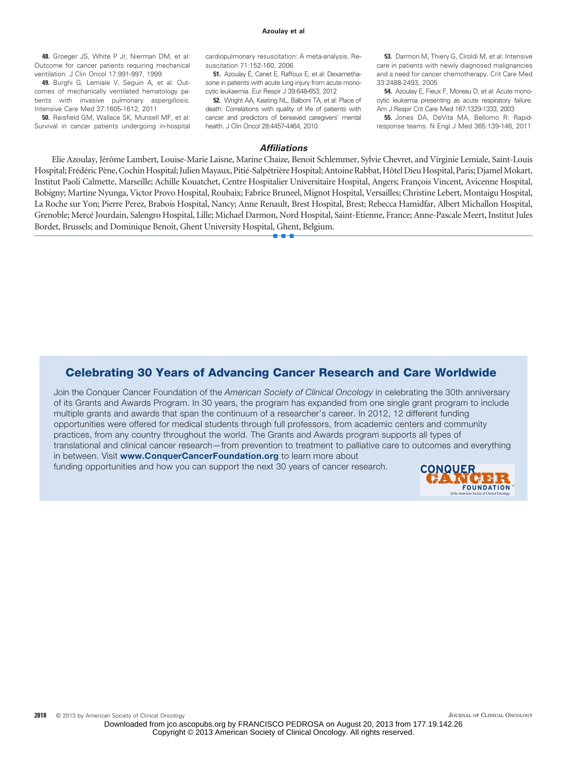**48.** Groeger JS, White P Jr, Nierman DM, et al: Outcome for cancer patients requiring mechanical ventilation. J Clin Oncol 17:991-997, 1999

**49.** Burghi G, Lemiale V, Seguin A, et al: Outcomes of mechanically ventilated hematology patients with invasive pulmonary aspergillosis. Intensive Care Med 37:1605-1612, 2011

**50.** Reisfield GM, Wallace SK, Munsell MF, et al: Survival in cancer patients undergoing in-hospital cardiopulmonary resuscitation: A meta-analysis. Resuscitation 71:152-160, 2006

**51.** Azoulay É, Canet E, Raffoux E, et al: Dexamethasone in patients with acute lung injury from acute monocytic leukaemia. Eur Respir J 39:648-653, 2012

**52.** Wright AA, Keating NL, Balboni TA, et al: Place of death: Correlations with quality of life of patients with cancer and predictors of bereaved caregivers' mental health. J Clin Oncol 28:4457-4464, 2010

**53.** Darmon M, Thiery G, Ciroldi M, et al: Intensive care in patients with newly diagnosed malignancies and a need for cancer chemotherapy. Crit Care Med 33:2488-2493, 2005

**54.** Azoulay E, Fieux F, Moreau D, et al: Acute monocytic leukemia presenting as acute respiratory failure. Am J Respir Crit Care Med 167:1329-1333, 2003

**55.** Jones DA, DeVita MA, Bellomo R: Rapid-response teams. N Engl J Med 365:139-146, 2011

## Affiliations

Elie Azoulay, Jérôme Lambert, Louise-Marie Laisne, Marine Chaize, Benoit Schlemmer, Sylvie Chevret, and Virginie Lemiale, Saint-Louis Hospital; Frédéric Pène, Cochin Hospital; Julien Mayaux, Pitié-Salpétrière Hospital; Antoine Rabbat, Hôtel Dieu Hospital, Paris; Djamel Mokart, Institut Paoli Calmette, Marseille; Achille Kouatchet, Centre Hospitalier Universitaire Hospital, Angers; François Vincent, Avicenne Hospital, Bobigny; Martine Nyunga, Victor Provo Hospital, Roubaix; Fabrice Bruneel, Mignot Hospital, Versailles; Christine Lebert, Montaigu Hospital, La Roche sur Yon; Pierre Perez, Brabois Hospital, Nancy; Anne Renault, Brest Hospital, Brest; Rebecca Hamidfar, Albert Michallon Hospital, Grenoble; Mercé Jourdain, Salengro Hospital, Lille; Michael Darmon, Nord Hospital, Saint-Etienne, France; Anne-Pascale Meert, Institut Jules Bordet, Brussels; and Dominique Benoit, Ghent University Hospital, Ghent, Belgium.

## Celebrating 30 Years of Advancing Cancer Research and Care Worldwide

Join the Conquer Cancer Foundation of the *American Society of Clinical Oncology* in celebrating the 30th anniversary of its Grants and Awards Program. In 30 years, the program has expanded from one single grant program to include multiple grants and awards that span the continuum of a researcher's career. In 2012, 12 different funding opportunities were offered for medical students through full professors, from academic centers and community practices, from any country throughout the world. The Grants and Awards program supports all types of translational and clinical cancer research—from prevention to treatment to palliative care to outcomes and everything in between. Visit **www.ConquerCancerFoundation.org** to learn more about funding opportunities and how you can support the next 30 years of cancer research.

CONQUER CANCER FOUNDATION of the American Society of Clinical Oncology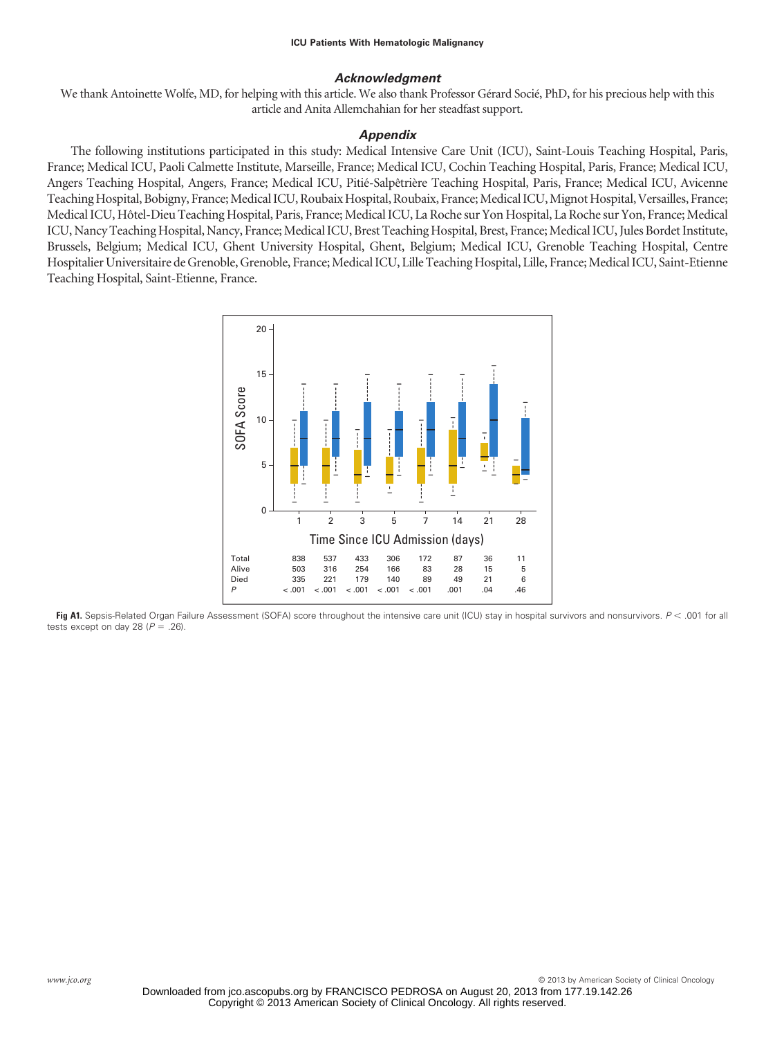### Acknowledgment

We thank Antoinette Wolfe, MD, for helping with this article. We also thank Professor Gérard Socié, PhD, for his precious help with this article and Anita Allemchahian for her steadfast support.

### Appendix

The following institutions participated in this study: Medical Intensive Care Unit (ICU), Saint-Louis Teaching Hospital, Paris, France; Medical ICU, Paoli Calmette Institute, Marseille, France; Medical ICU, Cochin Teaching Hospital, Paris, France; Medical ICU, Angers Teaching Hospital, Angers, France; Medical ICU, Pitié-Salpêtrière Teaching Hospital, Paris, France; Medical ICU, Avicenne Teaching Hospital, Bobigny, France; Medical ICU, Roubaix Hospital, Roubaix, France; Medical ICU, Mignot Hospital, Versailles, France; Medical ICU, Hôtel-Dieu Teaching Hospital, Paris, France; Medical ICU, La Roche sur Yon Hospital, La Roche sur Yon, France; Medical ICU, Nancy Teaching Hospital, Nancy, France; Medical ICU, Brest Teaching Hospital, Brest, France; Medical ICU, Jules Bordet Institute, Brussels, Belgium; Medical ICU, Ghent University Hospital, Ghent, Belgium; Medical ICU, Grenoble Teaching Hospital, Centre Hospitalier Universitaire de Grenoble, Grenoble, France; Medical ICU, Lille Teaching Hospital, Lille, France; Medical ICU, Saint-Etienne Teaching Hospital, Saint-Etienne, France.

| Time Since ICU Admission (days) | 1 | 2 | 3 | 5 | 7 | 14 | 21 | 28 |
|---|---|---|---|---|---|---|---|---|
| Total | 838 | 537 | 433 | 306 | 172 | 87 | 36 | 11 |
| Alive | 503 | 316 | 254 | 166 | 83 | 28 | 15 | 5 |
| Died | 335 | 221 | 179 | 140 | 89 | 49 | 21 | 6 |
| *P* | < .001 | < .001 | < .001 | < .001 | < .001 | .001 | .04 | .46 |

**Fig A1.** Sepsis-Related Organ Failure Assessment (SOFA) score throughout the intensive care unit (ICU) stay in hospital survivors and nonsurvivors. $P < .001$ for all tests except on day 28 ($P = .26$).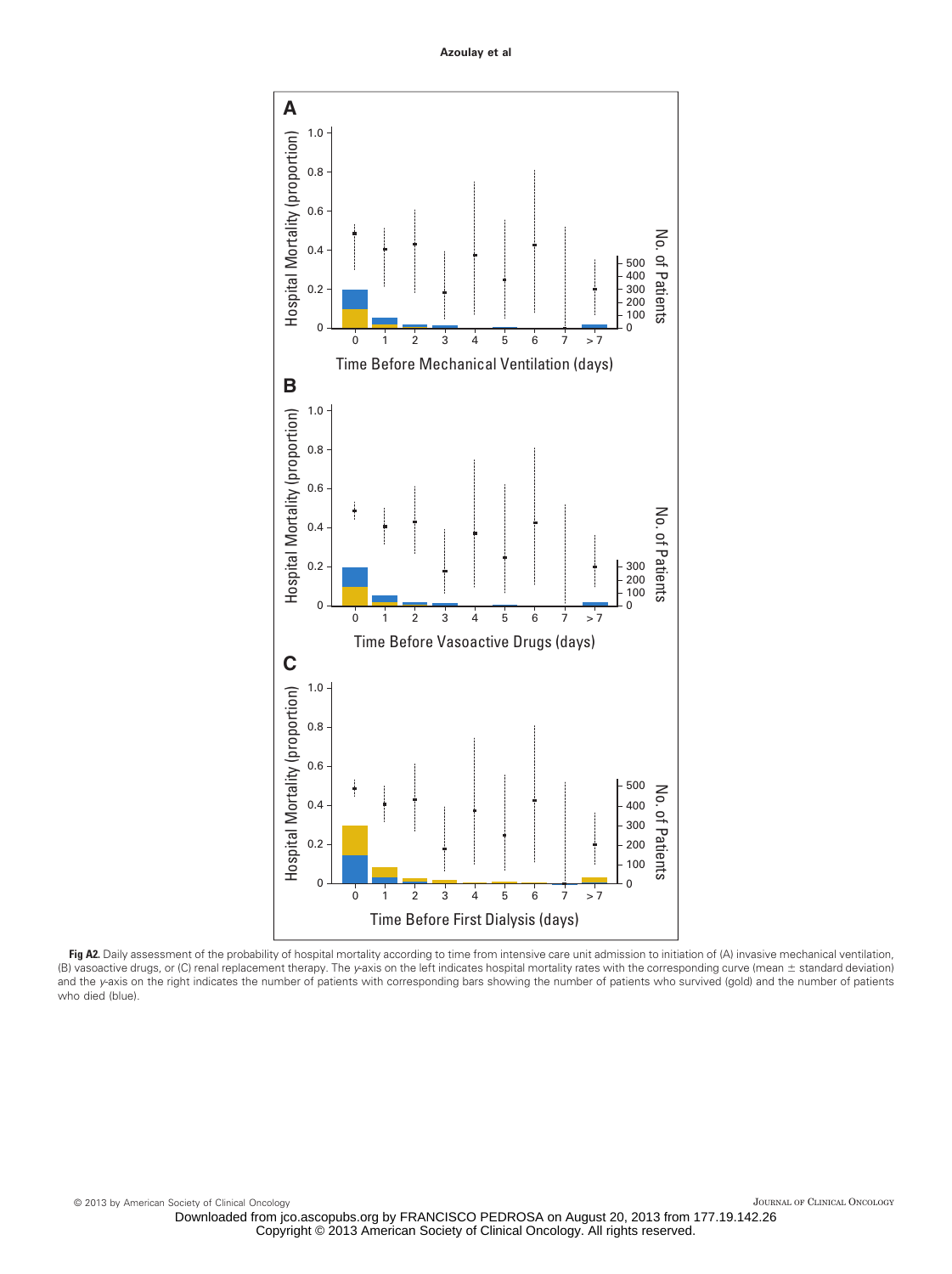**Fig A2.** Daily assessment of the probability of hospital mortality according to time from intensive care unit admission to initiation of (A) invasive mechanical ventilation, (B) vasoactive drugs, or (C) renal replacement therapy. The *y*-axis on the left indicates hospital mortality rates with the corresponding curve (mean ± standard deviation) and the *y*-axis on the right indicates the number of patients with corresponding bars showing the number of patients who survived (gold) and the number of patients who died (blue).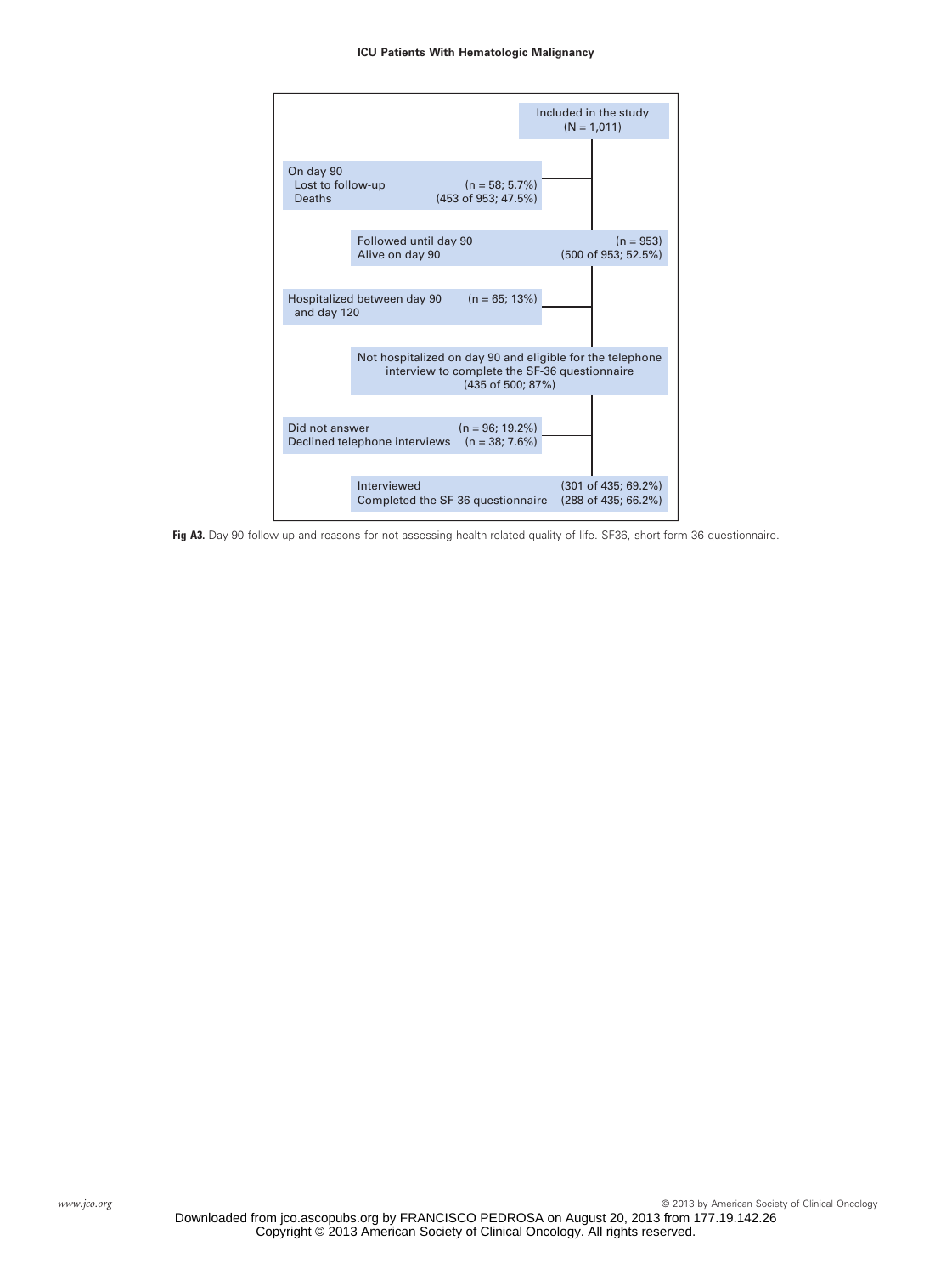Included in the study
(N = 1,011)

On day 90
Lost to follow-up (n = 58; 5.7%)
Deaths (453 of 953; 47.5%)

Followed until day 90 (n = 953)
Alive on day 90 (500 of 953; 52.5%)

Hospitalized between day 90 and day 120 (n = 65; 13%)

Not hospitalized on day 90 and eligible for the telephone interview to complete the SF-36 questionnaire
(435 of 500; 87%)

Did not answer (n = 96; 19.2%)
Declined telephone interviews (n = 38; 7.6%)

Interviewed (301 of 435; 69.2%)
Completed the SF-36 questionnaire (288 of 435; 66.2%)

**Fig A3.** Day-90 follow-up and reasons for not assessing health-related quality of life. SF36, short-form 36 questionnaire.